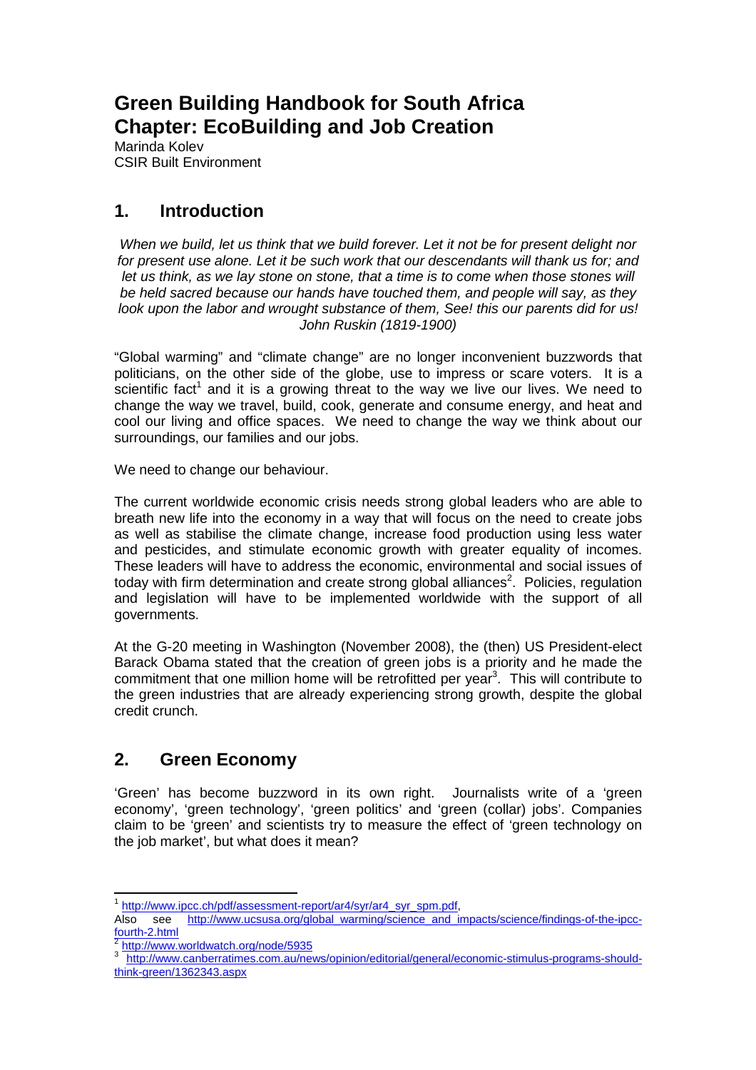# Green Building Handbook for South Africa
# Chapter: EcoBuilding and Job Creation

Marinda Kolev
CSIR Built Environment

## 1. Introduction

*When we build, let us think that we build forever. Let it not be for present delight nor for present use alone. Let it be such work that our descendants will thank us for; and let us think, as we lay stone on stone, that a time is to come when those stones will be held sacred because our hands have touched them, and people will say, as they look upon the labor and wrought substance of them, See! this our parents did for us!*
*John Ruskin (1819-1900)*

"Global warming" and "climate change" are no longer inconvenient buzzwords that politicians, on the other side of the globe, use to impress or scare voters. It is a scientific fact[1] and it is a growing threat to the way we live our lives. We need to change the way we travel, build, cook, generate and consume energy, and heat and cool our living and office spaces. We need to change the way we think about our surroundings, our families and our jobs.

We need to change our behaviour.

The current worldwide economic crisis needs strong global leaders who are able to breath new life into the economy in a way that will focus on the need to create jobs as well as stabilise the climate change, increase food production using less water and pesticides, and stimulate economic growth with greater equality of incomes. These leaders will have to address the economic, environmental and social issues of today with firm determination and create strong global alliances[2]. Policies, regulation and legislation will have to be implemented worldwide with the support of all governments.

At the G-20 meeting in Washington (November 2008), the (then) US President-elect Barack Obama stated that the creation of green jobs is a priority and he made the commitment that one million home will be retrofitted per year[3]. This will contribute to the green industries that are already experiencing strong growth, despite the global credit crunch.

## 2. Green Economy

'Green' has become buzzword in its own right. Journalists write of a 'green economy', 'green technology', 'green politics' and 'green (collar) jobs'. Companies claim to be 'green' and scientists try to measure the effect of 'green technology on the job market', but what does it mean?

---

[1] http://www.ipcc.ch/pdf/assessment-report/ar4/syr/ar4_syr_spm.pdf,
Also see http://www.ucsusa.org/global_warming/science_and_impacts/science/findings-of-the-ipcc-fourth-2.html

[2] http://www.worldwatch.org/node/5935

[3] http://www.canberratimes.com.au/news/opinion/editorial/general/economic-stimulus-programs-should-think-green/1362343.aspx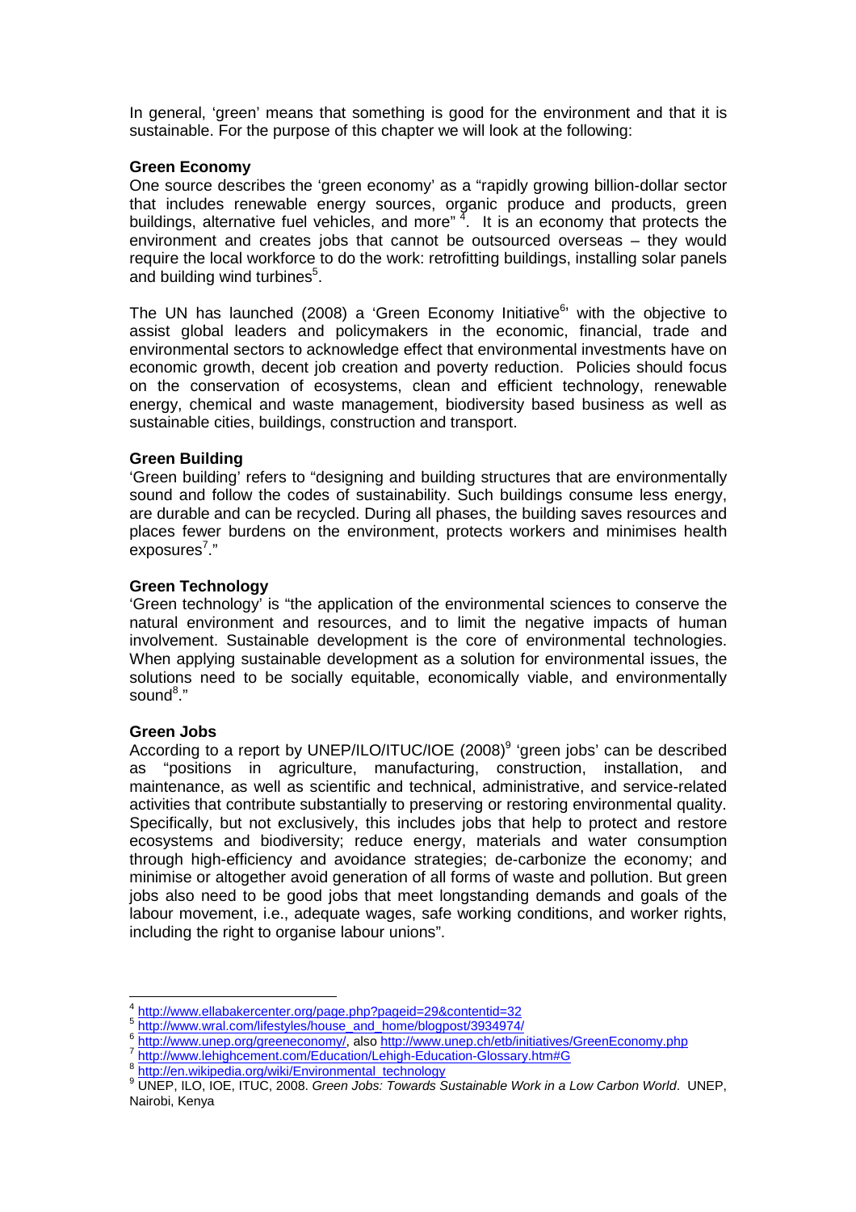In general, 'green' means that something is good for the environment and that it is sustainable. For the purpose of this chapter we will look at the following:

**Green Economy**

One source describes the 'green economy' as a "rapidly growing billion-dollar sector that includes renewable energy sources, organic produce and products, green buildings, alternative fuel vehicles, and more" [4]. It is an economy that protects the environment and creates jobs that cannot be outsourced overseas – they would require the local workforce to do the work: retrofitting buildings, installing solar panels and building wind turbines[5].

The UN has launched (2008) a 'Green Economy Initiative[6]' with the objective to assist global leaders and policymakers in the economic, financial, trade and environmental sectors to acknowledge effect that environmental investments have on economic growth, decent job creation and poverty reduction. Policies should focus on the conservation of ecosystems, clean and efficient technology, renewable energy, chemical and waste management, biodiversity based business as well as sustainable cities, buildings, construction and transport.

**Green Building**

'Green building' refers to "designing and building structures that are environmentally sound and follow the codes of sustainability. Such buildings consume less energy, are durable and can be recycled. During all phases, the building saves resources and places fewer burdens on the environment, protects workers and minimises health exposures[7]."

**Green Technology**

'Green technology' is "the application of the environmental sciences to conserve the natural environment and resources, and to limit the negative impacts of human involvement. Sustainable development is the core of environmental technologies. When applying sustainable development as a solution for environmental issues, the solutions need to be socially equitable, economically viable, and environmentally sound[8]."

**Green Jobs**

According to a report by UNEP/ILO/ITUC/IOE (2008)[9] 'green jobs' can be described as "positions in agriculture, manufacturing, construction, installation, and maintenance, as well as scientific and technical, administrative, and service-related activities that contribute substantially to preserving or restoring environmental quality. Specifically, but not exclusively, this includes jobs that help to protect and restore ecosystems and biodiversity; reduce energy, materials and water consumption through high-efficiency and avoidance strategies; de-carbonize the economy; and minimise or altogether avoid generation of all forms of waste and pollution. But green jobs also need to be good jobs that meet longstanding demands and goals of the labour movement, i.e., adequate wages, safe working conditions, and worker rights, including the right to organise labour unions".

---

[4] http://www.ellabakercenter.org/page.php?pageid=29&contentid=32

[5] http://www.wral.com/lifestyles/house_and_home/blogpost/3934974/

[6] http://www.unep.org/greeneconomy/, also http://www.unep.ch/etb/initiatives/GreenEconomy.php

[7] http://www.lehighcement.com/Education/Lehigh-Education-Glossary.htm#G

[8] http://en.wikipedia.org/wiki/Environmental_technology

[9] UNEP, ILO, IOE, ITUC, 2008. *Green Jobs: Towards Sustainable Work in a Low Carbon World*. UNEP, Nairobi, Kenya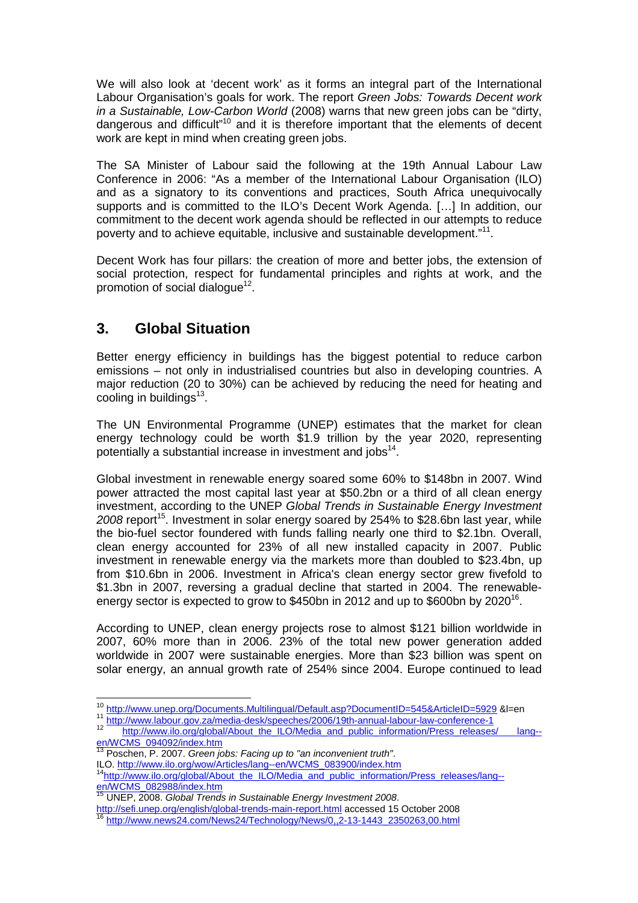We will also look at 'decent work' as it forms an integral part of the International Labour Organisation's goals for work. The report *Green Jobs: Towards Decent work in a Sustainable, Low-Carbon World* (2008) warns that new green jobs can be "dirty, dangerous and difficult"[10] and it is therefore important that the elements of decent work are kept in mind when creating green jobs.

The SA Minister of Labour said the following at the 19th Annual Labour Law Conference in 2006: "As a member of the International Labour Organisation (ILO) and as a signatory to its conventions and practices, South Africa unequivocally supports and is committed to the ILO's Decent Work Agenda. […] In addition, our commitment to the decent work agenda should be reflected in our attempts to reduce poverty and to achieve equitable, inclusive and sustainable development."[11].

Decent Work has four pillars: the creation of more and better jobs, the extension of social protection, respect for fundamental principles and rights at work, and the promotion of social dialogue[12].

## 3. Global Situation

Better energy efficiency in buildings has the biggest potential to reduce carbon emissions – not only in industrialised countries but also in developing countries. A major reduction (20 to 30%) can be achieved by reducing the need for heating and cooling in buildings[13].

The UN Environmental Programme (UNEP) estimates that the market for clean energy technology could be worth $1.9 trillion by the year 2020, representing potentially a substantial increase in investment and jobs[14].

Global investment in renewable energy soared some 60% to $148bn in 2007. Wind power attracted the most capital last year at $50.2bn or a third of all clean energy investment, according to the UNEP *Global Trends in Sustainable Energy Investment 2008* report[15]. Investment in solar energy soared by 254% to $28.6bn last year, while the bio-fuel sector foundered with funds falling nearly one third to $2.1bn. Overall, clean energy accounted for 23% of all new installed capacity in 2007. Public investment in renewable energy via the markets more than doubled to $23.4bn, up from $10.6bn in 2006. Investment in Africa's clean energy sector grew fivefold to $1.3bn in 2007, reversing a gradual decline that started in 2004. The renewable-energy sector is expected to grow to $450bn in 2012 and up to $600bn by 2020[16].

According to UNEP, clean energy projects rose to almost $121 billion worldwide in 2007, 60% more than in 2006. 23% of the total new power generation added worldwide in 2007 were sustainable energies. More than $23 billion was spent on solar energy, an annual growth rate of 254% since 2004. Europe continued to lead

---

[10] http://www.unep.org/Documents.Multilingual/Default.asp?DocumentID=545&ArticleID=5929 &l=en

[11] http://www.labour.gov.za/media-desk/speeches/2006/19th-annual-labour-law-conference-1

[12] http://www.ilo.org/global/About_the_ILO/Media_and_public_information/Press_releases/lang--en/WCMS_094092/index.htm

[13] Poschen, P. 2007. *Green jobs: Facing up to "an inconvenient truth"*. ILO. http://www.ilo.org/wow/Articles/lang--en/WCMS_083900/index.htm

[14] http://www.ilo.org/global/About_the_ILO/Media_and_public_information/Press_releases/lang--en/WCMS_082988/index.htm

[15] UNEP, 2008. *Global Trends in Sustainable Energy Investment 2008*. http://sefi.unep.org/english/global-trends-main-report.html accessed 15 October 2008

[16] http://www.news24.com/News24/Technology/News/0,,2-13-1443_2350263,00.html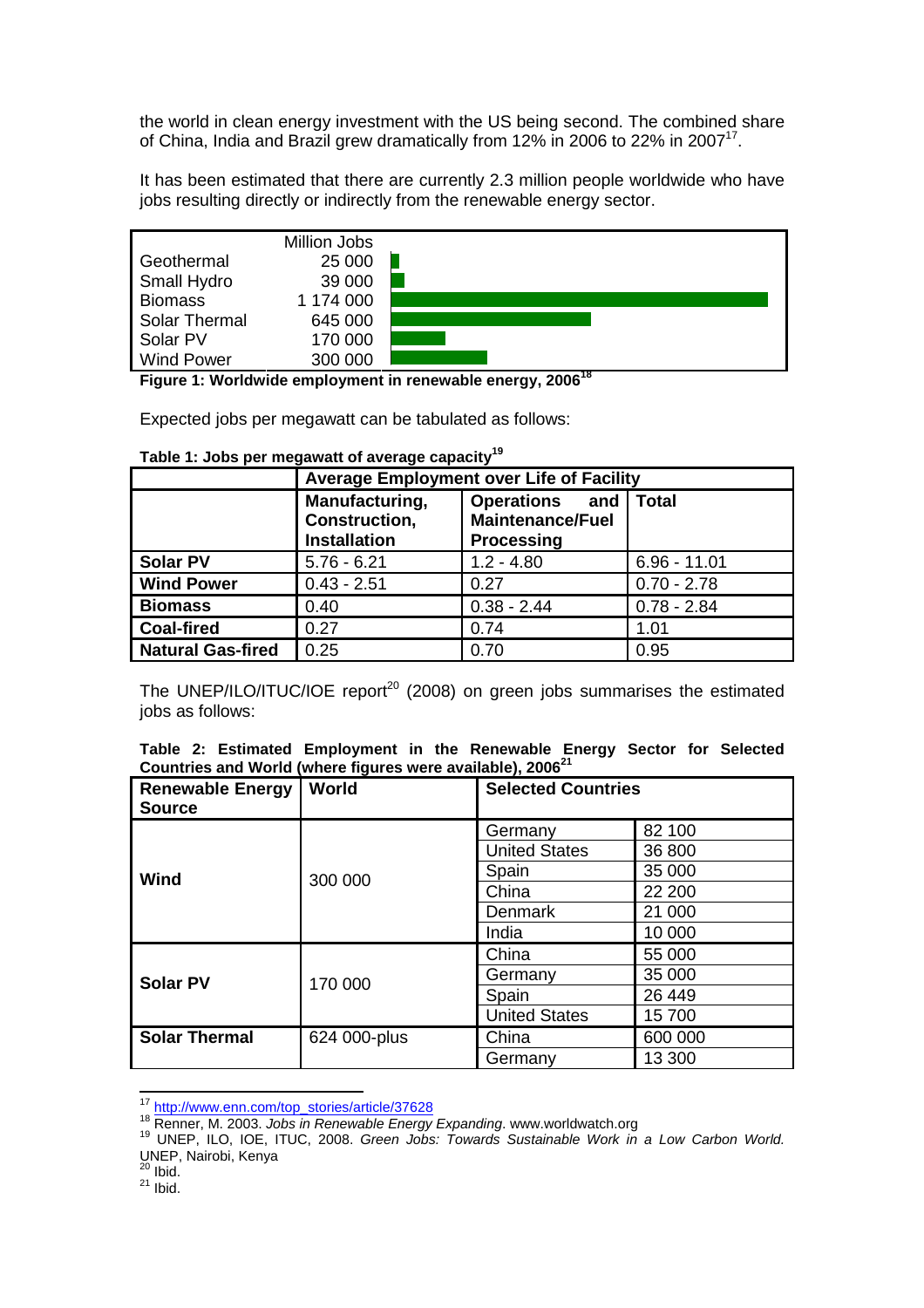the world in clean energy investment with the US being second. The combined share of China, India and Brazil grew dramatically from 12% in 2006 to 22% in 2007[17].

It has been estimated that there are currently 2.3 million people worldwide who have jobs resulting directly or indirectly from the renewable energy sector.

| | Million Jobs |
|---|---|
| Geothermal | 25 000 |
| Small Hydro | 39 000 |
| Biomass | 1 174 000 |
| Solar Thermal | 645 000 |
| Solar PV | 170 000 |
| Wind Power | 300 000 |

**Figure 1: Worldwide employment in renewable energy, 2006[18]**

Expected jobs per megawatt can be tabulated as follows:

**Table 1: Jobs per megawatt of average capacity[19]**

| | **Average Employment over Life of Facility** | | |
|---|---|---|---|
| | **Manufacturing, Construction, Installation** | **Operations and Maintenance/Fuel Processing** | **Total** |
| **Solar PV** | 5.76 - 6.21 | 1.2 - 4.80 | 6.96 - 11.01 |
| **Wind Power** | 0.43 - 2.51 | 0.27 | 0.70 - 2.78 |
| **Biomass** | 0.40 | 0.38 - 2.44 | 0.78 - 2.84 |
| **Coal-fired** | 0.27 | 0.74 | 1.01 |
| **Natural Gas-fired** | 0.25 | 0.70 | 0.95 |

The UNEP/ILO/ITUC/IOE report[20] (2008) on green jobs summarises the estimated jobs as follows:

**Table 2: Estimated Employment in the Renewable Energy Sector for Selected Countries and World (where figures were available), 2006[21]**

| **Renewable Energy Source** | **World** | **Selected Countries** | |
|---|---|---|---|
| **Wind** | 300 000 | Germany | 82 100 |
| | | United States | 36 800 |
| | | Spain | 35 000 |
| | | China | 22 200 |
| | | Denmark | 21 000 |
| | | India | 10 000 |
| **Solar PV** | 170 000 | China | 55 000 |
| | | Germany | 35 000 |
| | | Spain | 26 449 |
| | | United States | 15 700 |
| **Solar Thermal** | 624 000-plus | China | 600 000 |
| | | Germany | 13 300 |

---

[17] http://www.enn.com/top_stories/article/37628

[18] Renner, M. 2003. *Jobs in Renewable Energy Expanding*. www.worldwatch.org

[19] UNEP, ILO, IOE, ITUC, 2008. *Green Jobs: Towards Sustainable Work in a Low Carbon World.* UNEP, Nairobi, Kenya

[20] Ibid.

[21] Ibid.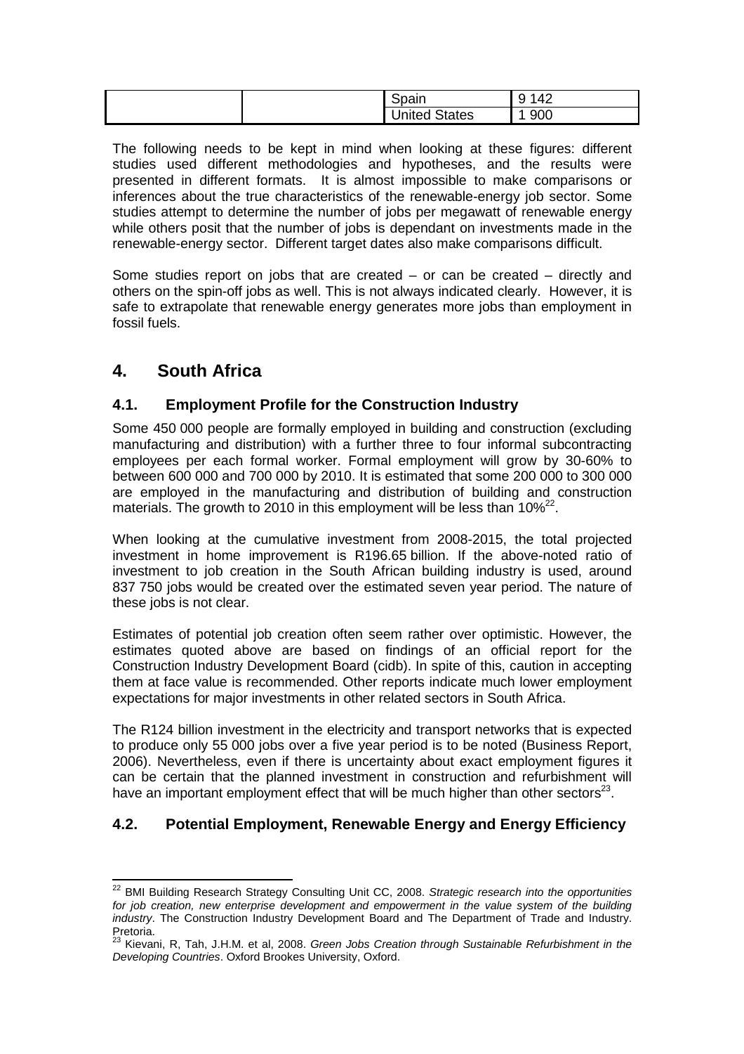| | | Spain | 9 142 |
|---|---|---|---|
| | | United States | 1 900 |

The following needs to be kept in mind when looking at these figures: different studies used different methodologies and hypotheses, and the results were presented in different formats. It is almost impossible to make comparisons or inferences about the true characteristics of the renewable-energy job sector. Some studies attempt to determine the number of jobs per megawatt of renewable energy while others posit that the number of jobs is dependant on investments made in the renewable-energy sector. Different target dates also make comparisons difficult.

Some studies report on jobs that are created – or can be created – directly and others on the spin-off jobs as well. This is not always indicated clearly. However, it is safe to extrapolate that renewable energy generates more jobs than employment in fossil fuels.

# 4. South Africa

## 4.1. Employment Profile for the Construction Industry

Some 450 000 people are formally employed in building and construction (excluding manufacturing and distribution) with a further three to four informal subcontracting employees per each formal worker. Formal employment will grow by 30-60% to between 600 000 and 700 000 by 2010. It is estimated that some 200 000 to 300 000 are employed in the manufacturing and distribution of building and construction materials. The growth to 2010 in this employment will be less than 10%[22].

When looking at the cumulative investment from 2008-2015, the total projected investment in home improvement is R196.65 billion. If the above-noted ratio of investment to job creation in the South African building industry is used, around 837 750 jobs would be created over the estimated seven year period. The nature of these jobs is not clear.

Estimates of potential job creation often seem rather over optimistic. However, the estimates quoted above are based on findings of an official report for the Construction Industry Development Board (cidb). In spite of this, caution in accepting them at face value is recommended. Other reports indicate much lower employment expectations for major investments in other related sectors in South Africa.

The R124 billion investment in the electricity and transport networks that is expected to produce only 55 000 jobs over a five year period is to be noted (Business Report, 2006). Nevertheless, even if there is uncertainty about exact employment figures it can be certain that the planned investment in construction and refurbishment will have an important employment effect that will be much higher than other sectors[23].

## 4.2. Potential Employment, Renewable Energy and Energy Efficiency

[22] BMI Building Research Strategy Consulting Unit CC, 2008. *Strategic research into the opportunities for job creation, new enterprise development and empowerment in the value system of the building industry*. The Construction Industry Development Board and The Department of Trade and Industry. Pretoria.

[23] Kievani, R, Tah, J.H.M. et al, 2008. *Green Jobs Creation through Sustainable Refurbishment in the Developing Countries*. Oxford Brookes University, Oxford.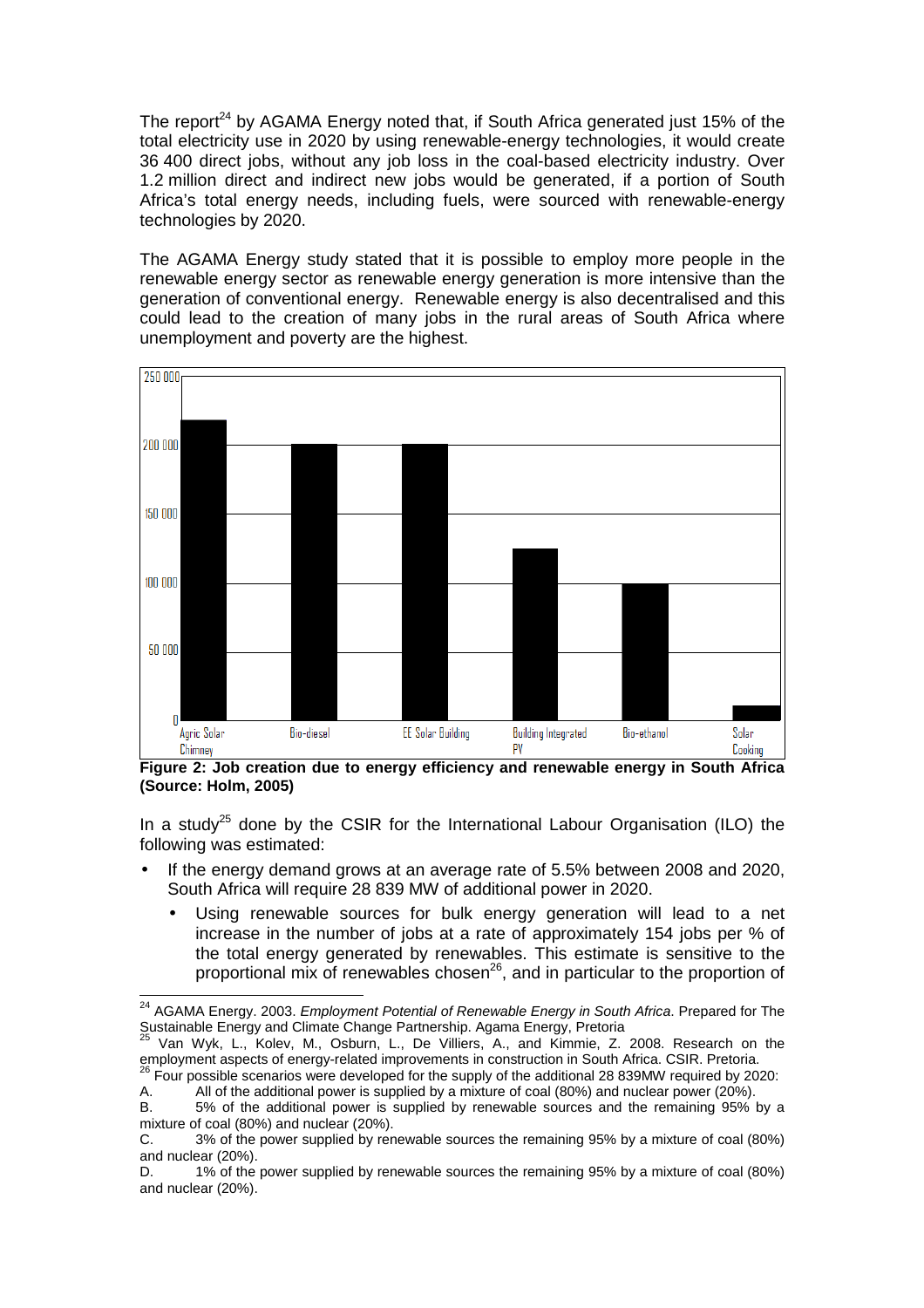The report[24] by AGAMA Energy noted that, if South Africa generated just 15% of the total electricity use in 2020 by using renewable-energy technologies, it would create 36 400 direct jobs, without any job loss in the coal-based electricity industry. Over 1.2 million direct and indirect new jobs would be generated, if a portion of South Africa's total energy needs, including fuels, were sourced with renewable-energy technologies by 2020.

The AGAMA Energy study stated that it is possible to employ more people in the renewable energy sector as renewable energy generation is more intensive than the generation of conventional energy. Renewable energy is also decentralised and this could lead to the creation of many jobs in the rural areas of South Africa where unemployment and poverty are the highest.

| Technology | Jobs (approx.) |
|---|---|
| Agric Solar Chimney | ~218 000 |
| Bio-diesel | ~200 000 |
| EE Solar Building | ~200 000 |
| Building Integrated PV | ~125 000 |
| Bio-ethanol | ~100 000 |
| Solar Cooking | ~10 000 |

**Figure 2: Job creation due to energy efficiency and renewable energy in South Africa (Source: Holm, 2005)**

In a study[25] done by the CSIR for the International Labour Organisation (ILO) the following was estimated:

- If the energy demand grows at an average rate of 5.5% between 2008 and 2020, South Africa will require 28 839 MW of additional power in 2020.
  - Using renewable sources for bulk energy generation will lead to a net increase in the number of jobs at a rate of approximately 154 jobs per % of the total energy generated by renewables. This estimate is sensitive to the proportional mix of renewables chosen[26], and in particular to the proportion of

---

[24] AGAMA Energy. 2003. *Employment Potential of Renewable Energy in South Africa*. Prepared for The Sustainable Energy and Climate Change Partnership. Agama Energy, Pretoria

[25] Van Wyk, L., Kolev, M., Osburn, L., De Villiers, A., and Kimmie, Z. 2008. Research on the employment aspects of energy-related improvements in construction in South Africa. CSIR. Pretoria.

[26] Four possible scenarios were developed for the supply of the additional 28 839MW required by 2020:

A. All of the additional power is supplied by a mixture of coal (80%) and nuclear power (20%).

B. 5% of the additional power is supplied by renewable sources and the remaining 95% by a mixture of coal (80%) and nuclear (20%).

C. 3% of the power supplied by renewable sources the remaining 95% by a mixture of coal (80%) and nuclear (20%).

D. 1% of the power supplied by renewable sources the remaining 95% by a mixture of coal (80%) and nuclear (20%).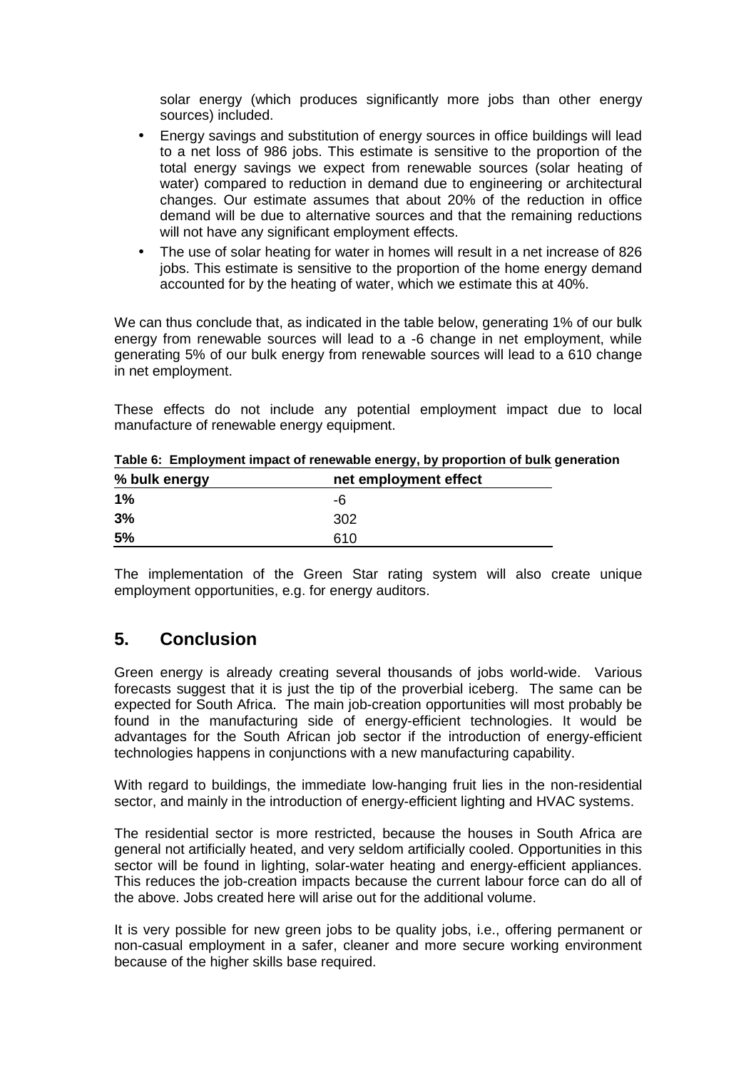solar energy (which produces significantly more jobs than other energy sources) included.

- Energy savings and substitution of energy sources in office buildings will lead to a net loss of 986 jobs. This estimate is sensitive to the proportion of the total energy savings we expect from renewable sources (solar heating of water) compared to reduction in demand due to engineering or architectural changes. Our estimate assumes that about 20% of the reduction in office demand will be due to alternative sources and that the remaining reductions will not have any significant employment effects.
- The use of solar heating for water in homes will result in a net increase of 826 jobs. This estimate is sensitive to the proportion of the home energy demand accounted for by the heating of water, which we estimate this at 40%.

We can thus conclude that, as indicated in the table below, generating 1% of our bulk energy from renewable sources will lead to a -6 change in net employment, while generating 5% of our bulk energy from renewable sources will lead to a 610 change in net employment.

These effects do not include any potential employment impact due to local manufacture of renewable energy equipment.

**Table 6: Employment impact of renewable energy, by proportion of bulk generation**

| % bulk energy | net employment effect |
|---|---|
| **1%** | -6 |
| **3%** | 302 |
| **5%** | 610 |

The implementation of the Green Star rating system will also create unique employment opportunities, e.g. for energy auditors.

## 5. Conclusion

Green energy is already creating several thousands of jobs world-wide. Various forecasts suggest that it is just the tip of the proverbial iceberg. The same can be expected for South Africa. The main job-creation opportunities will most probably be found in the manufacturing side of energy-efficient technologies. It would be advantages for the South African job sector if the introduction of energy-efficient technologies happens in conjunctions with a new manufacturing capability.

With regard to buildings, the immediate low-hanging fruit lies in the non-residential sector, and mainly in the introduction of energy-efficient lighting and HVAC systems.

The residential sector is more restricted, because the houses in South Africa are general not artificially heated, and very seldom artificially cooled. Opportunities in this sector will be found in lighting, solar-water heating and energy-efficient appliances. This reduces the job-creation impacts because the current labour force can do all of the above. Jobs created here will arise out for the additional volume.

It is very possible for new green jobs to be quality jobs, i.e., offering permanent or non-casual employment in a safer, cleaner and more secure working environment because of the higher skills base required.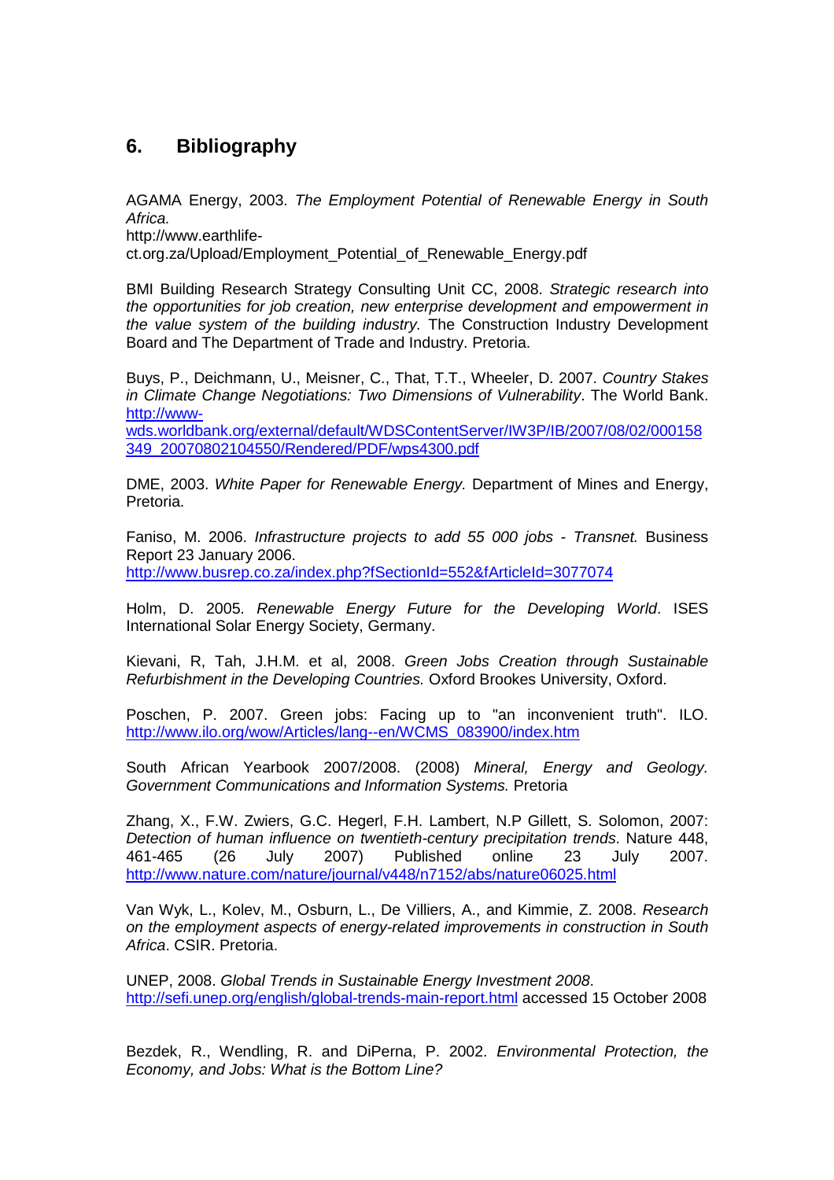## 6. Bibliography

AGAMA Energy, 2003. *The Employment Potential of Renewable Energy in South Africa.*
http://www.earthlife-ct.org.za/Upload/Employment_Potential_of_Renewable_Energy.pdf

BMI Building Research Strategy Consulting Unit CC, 2008. *Strategic research into the opportunities for job creation, new enterprise development and empowerment in the value system of the building industry.* The Construction Industry Development Board and The Department of Trade and Industry. Pretoria.

Buys, P., Deichmann, U., Meisner, C., That, T.T., Wheeler, D. 2007. *Country Stakes in Climate Change Negotiations: Two Dimensions of Vulnerability*. The World Bank. http://www-wds.worldbank.org/external/default/WDSContentServer/IW3P/IB/2007/08/02/000158349_20070802104550/Rendered/PDF/wps4300.pdf

DME, 2003. *White Paper for Renewable Energy.* Department of Mines and Energy, Pretoria.

Faniso, M. 2006. *Infrastructure projects to add 55 000 jobs - Transnet.* Business Report 23 January 2006.
http://www.busrep.co.za/index.php?fSectionId=552&fArticleId=3077074

Holm, D. 2005. *Renewable Energy Future for the Developing World*. ISES International Solar Energy Society, Germany.

Kievani, R, Tah, J.H.M. et al, 2008. *Green Jobs Creation through Sustainable Refurbishment in the Developing Countries.* Oxford Brookes University, Oxford.

Poschen, P. 2007. Green jobs: Facing up to "an inconvenient truth". ILO. http://www.ilo.org/wow/Articles/lang--en/WCMS_083900/index.htm

South African Yearbook 2007/2008. (2008) *Mineral, Energy and Geology. Government Communications and Information Systems.* Pretoria

Zhang, X., F.W. Zwiers, G.C. Hegerl, F.H. Lambert, N.P Gillett, S. Solomon, 2007: *Detection of human influence on twentieth-century precipitation trends*. Nature 448, 461-465 (26 July 2007) Published online 23 July 2007. http://www.nature.com/nature/journal/v448/n7152/abs/nature06025.html

Van Wyk, L., Kolev, M., Osburn, L., De Villiers, A., and Kimmie, Z. 2008. *Research on the employment aspects of energy-related improvements in construction in South Africa*. CSIR. Pretoria.

UNEP, 2008. *Global Trends in Sustainable Energy Investment 2008*.
http://sefi.unep.org/english/global-trends-main-report.html accessed 15 October 2008

Bezdek, R., Wendling, R. and DiPerna, P. 2002. *Environmental Protection, the Economy, and Jobs: What is the Bottom Line?*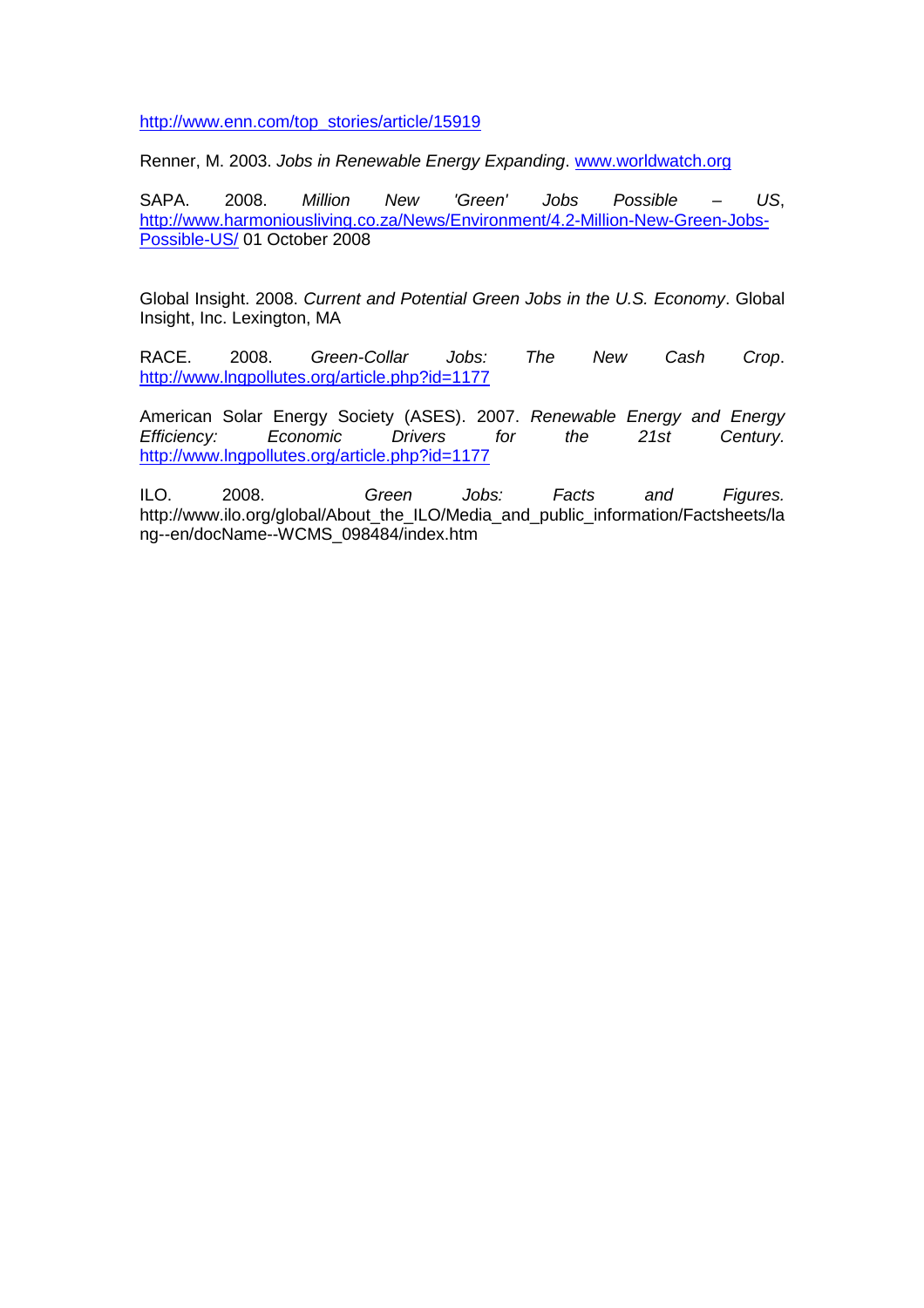http://www.enn.com/top_stories/article/15919

Renner, M. 2003. *Jobs in Renewable Energy Expanding*. www.worldwatch.org

SAPA. 2008. *Million New 'Green' Jobs Possible – US*, http://www.harmoniousliving.co.za/News/Environment/4.2-Million-New-Green-Jobs-Possible-US/ 01 October 2008

Global Insight. 2008. *Current and Potential Green Jobs in the U.S. Economy*. Global Insight, Inc. Lexington, MA

RACE. 2008. *Green-Collar Jobs: The New Cash Crop*. http://www.lngpollutes.org/article.php?id=1177

American Solar Energy Society (ASES). 2007. *Renewable Energy and Energy Efficiency: Economic Drivers for the 21st Century.* http://www.lngpollutes.org/article.php?id=1177

ILO. 2008. *Green Jobs: Facts and Figures.* http://www.ilo.org/global/About_the_ILO/Media_and_public_information/Factsheets/lang--en/docName--WCMS_098484/index.htm